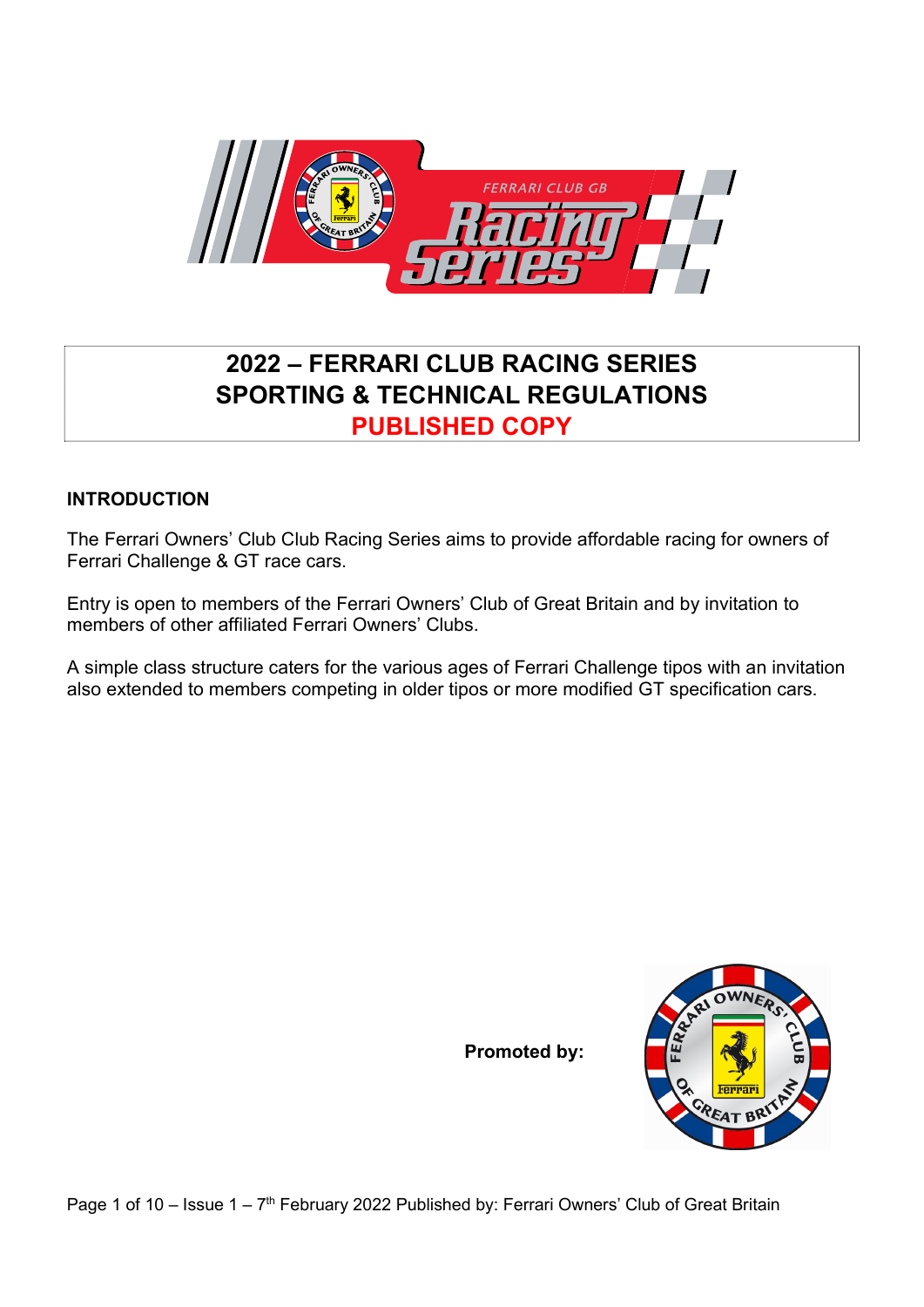# 2022 – FERRARI CLUB RACING SERIES
# SPORTING & TECHNICAL REGULATIONS
# PUBLISHED COPY

## INTRODUCTION

The Ferrari Owners' Club Club Racing Series aims to provide affordable racing for owners of Ferrari Challenge & GT race cars.

Entry is open to members of the Ferrari Owners' Club of Great Britain and by invitation to members of other affiliated Ferrari Owners' Clubs.

A simple class structure caters for the various ages of Ferrari Challenge tipos with an invitation also extended to members competing in older tipos or more modified GT specification cars.

**Promoted by:**

Issue 1 – 7th February 2022 Published by: Ferrari Owners' Club of Great Britain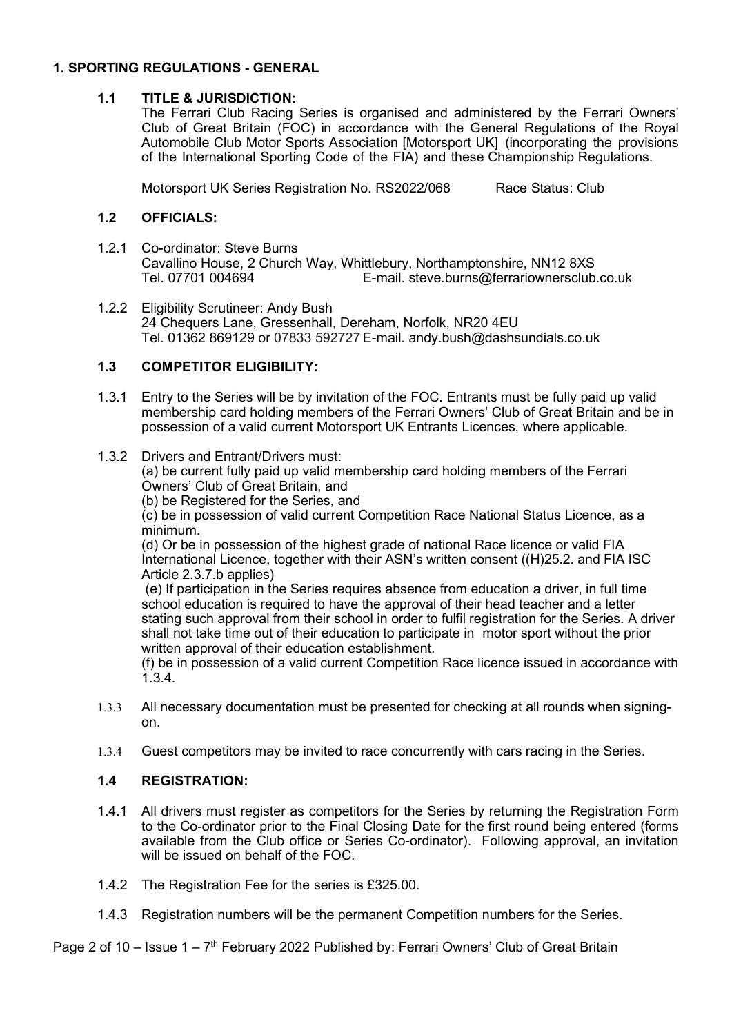## 1. SPORTING REGULATIONS - GENERAL

### 1.1 TITLE & JURISDICTION:

The Ferrari Club Racing Series is organised and administered by the Ferrari Owners' Club of Great Britain (FOC) in accordance with the General Regulations of the Royal Automobile Club Motor Sports Association [Motorsport UK] (incorporating the provisions of the International Sporting Code of the FIA) and these Championship Regulations.

Motorsport UK Series Registration No. RS2022/068 Race Status: Club

### 1.2 OFFICIALS:

1.2.1 Co-ordinator: Steve Burns
Cavallino House, 2 Church Way, Whittlebury, Northamptonshire, NN12 8XS
Tel. 07701 004694 E-mail. steve.burns@ferrariownersclub.co.uk

1.2.2 Eligibility Scrutineer: Andy Bush
24 Chequers Lane, Gressenhall, Dereham, Norfolk, NR20 4EU
Tel. 01362 869129 or 07833 592727 E-mail. andy.bush@dashsundials.co.uk

### 1.3 COMPETITOR ELIGIBILITY:

1.3.1 Entry to the Series will be by invitation of the FOC. Entrants must be fully paid up valid membership card holding members of the Ferrari Owners' Club of Great Britain and be in possession of a valid current Motorsport UK Entrants Licences, where applicable.

1.3.2 Drivers and Entrant/Drivers must:
(a) be current fully paid up valid membership card holding members of the Ferrari Owners' Club of Great Britain, and
(b) be Registered for the Series, and
(c) be in possession of valid current Competition Race National Status Licence, as a minimum.
(d) Or be in possession of the highest grade of national Race licence or valid FIA International Licence, together with their ASN's written consent ((H)25.2. and FIA ISC Article 2.3.7.b applies)
(e) If participation in the Series requires absence from education a driver, in full time school education is required to have the approval of their head teacher and a letter stating such approval from their school in order to fulfil registration for the Series. A driver shall not take time out of their education to participate in motor sport without the prior written approval of their education establishment.
(f) be in possession of a valid current Competition Race licence issued in accordance with 1.3.4.

1.3.3 All necessary documentation must be presented for checking at all rounds when signing-on.

1.3.4 Guest competitors may be invited to race concurrently with cars racing in the Series.

### 1.4 REGISTRATION:

1.4.1 All drivers must register as competitors for the Series by returning the Registration Form to the Co-ordinator prior to the Final Closing Date for the first round being entered (forms available from the Club office or Series Co-ordinator). Following approval, an invitation will be issued on behalf of the FOC.

1.4.2 The Registration Fee for the series is £325.00.

1.4.3 Registration numbers will be the permanent Competition numbers for the Series.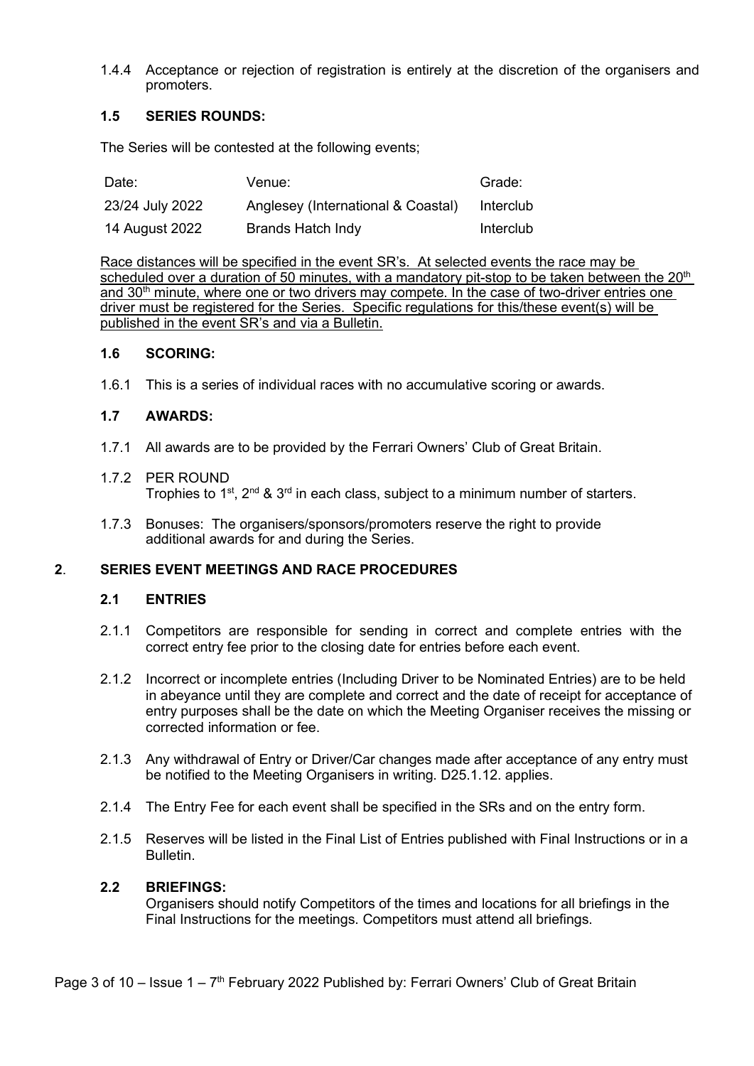1.4.4 Acceptance or rejection of registration is entirely at the discretion of the organisers and promoters.

### 1.5 SERIES ROUNDS:

The Series will be contested at the following events;

| Date: | Venue: | Grade: |
|---|---|---|
| 23/24 July 2022 | Anglesey (International & Coastal) | Interclub |
| 14 August 2022 | Brands Hatch Indy | Interclub |

<u>Race distances will be specified in the event SR's. At selected events the race may be scheduled over a duration of 50 minutes, with a mandatory pit-stop to be taken between the 20th and 30th minute, where one or two drivers may compete. In the case of two-driver entries one driver must be registered for the Series. Specific regulations for this/these event(s) will be published in the event SR's and via a Bulletin.</u>

### 1.6 SCORING:

1.6.1 This is a series of individual races with no accumulative scoring or awards.

### 1.7 AWARDS:

1.7.1 All awards are to be provided by the Ferrari Owners' Club of Great Britain.

1.7.2 PER ROUND
Trophies to 1st, 2nd & 3rd in each class, subject to a minimum number of starters.

1.7.3 Bonuses: The organisers/sponsors/promoters reserve the right to provide additional awards for and during the Series.

## 2. SERIES EVENT MEETINGS AND RACE PROCEDURES

### 2.1 ENTRIES

2.1.1 Competitors are responsible for sending in correct and complete entries with the correct entry fee prior to the closing date for entries before each event.

2.1.2 Incorrect or incomplete entries (Including Driver to be Nominated Entries) are to be held in abeyance until they are complete and correct and the date of receipt for acceptance of entry purposes shall be the date on which the Meeting Organiser receives the missing or corrected information or fee.

2.1.3 Any withdrawal of Entry or Driver/Car changes made after acceptance of any entry must be notified to the Meeting Organisers in writing. D25.1.12. applies.

2.1.4 The Entry Fee for each event shall be specified in the SRs and on the entry form.

2.1.5 Reserves will be listed in the Final List of Entries published with Final Instructions or in a Bulletin.

### 2.2 BRIEFINGS:

Organisers should notify Competitors of the times and locations for all briefings in the Final Instructions for the meetings. Competitors must attend all briefings.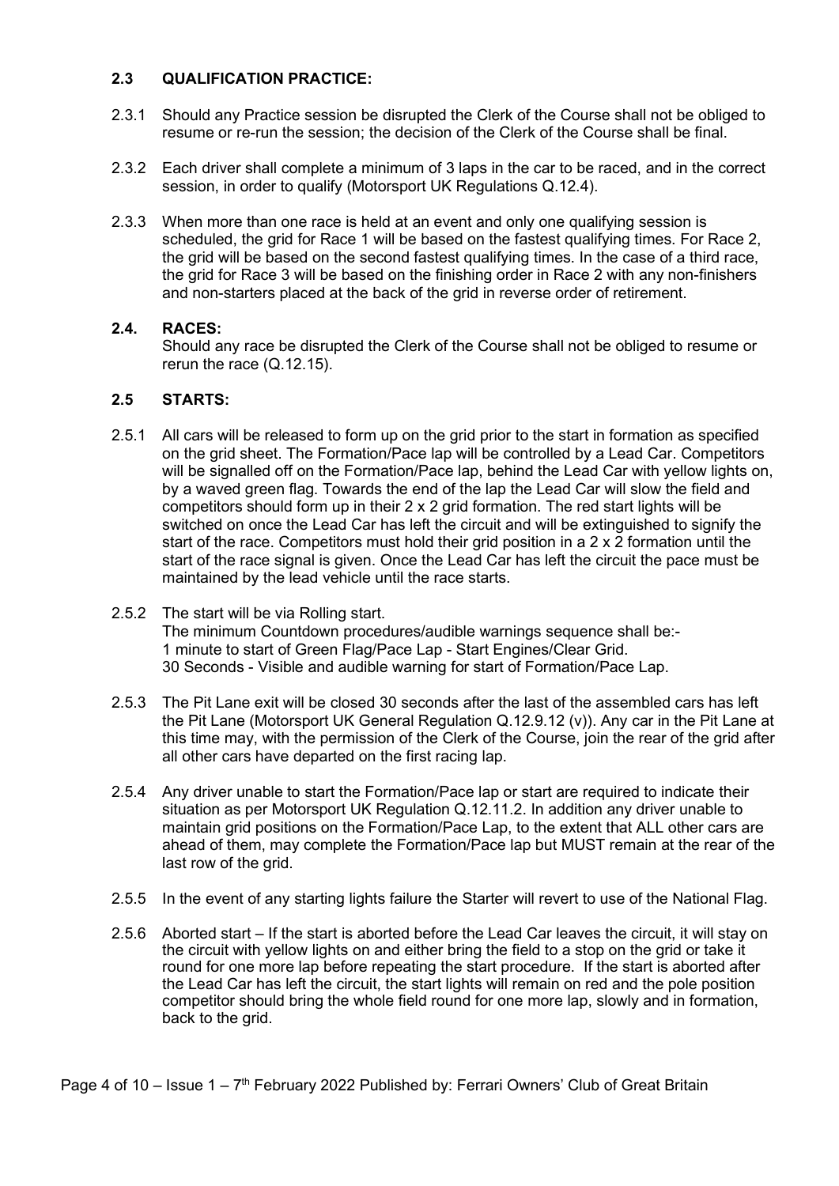### 2.3 QUALIFICATION PRACTICE:

2.3.1 Should any Practice session be disrupted the Clerk of the Course shall not be obliged to resume or re-run the session; the decision of the Clerk of the Course shall be final.

2.3.2 Each driver shall complete a minimum of 3 laps in the car to be raced, and in the correct session, in order to qualify (Motorsport UK Regulations Q.12.4).

2.3.3 When more than one race is held at an event and only one qualifying session is scheduled, the grid for Race 1 will be based on the fastest qualifying times. For Race 2, the grid will be based on the second fastest qualifying times. In the case of a third race, the grid for Race 3 will be based on the finishing order in Race 2 with any non-finishers and non-starters placed at the back of the grid in reverse order of retirement.

### 2.4. RACES:

Should any race be disrupted the Clerk of the Course shall not be obliged to resume or rerun the race (Q.12.15).

### 2.5 STARTS:

2.5.1 All cars will be released to form up on the grid prior to the start in formation as specified on the grid sheet. The Formation/Pace lap will be controlled by a Lead Car. Competitors will be signalled off on the Formation/Pace lap, behind the Lead Car with yellow lights on, by a waved green flag. Towards the end of the lap the Lead Car will slow the field and competitors should form up in their 2 x 2 grid formation. The red start lights will be switched on once the Lead Car has left the circuit and will be extinguished to signify the start of the race. Competitors must hold their grid position in a 2 x 2 formation until the start of the race signal is given. Once the Lead Car has left the circuit the pace must be maintained by the lead vehicle until the race starts.

2.5.2 The start will be via Rolling start.
The minimum Countdown procedures/audible warnings sequence shall be:-
1 minute to start of Green Flag/Pace Lap - Start Engines/Clear Grid.
30 Seconds - Visible and audible warning for start of Formation/Pace Lap.

2.5.3 The Pit Lane exit will be closed 30 seconds after the last of the assembled cars has left the Pit Lane (Motorsport UK General Regulation Q.12.9.12 (v)). Any car in the Pit Lane at this time may, with the permission of the Clerk of the Course, join the rear of the grid after all other cars have departed on the first racing lap.

2.5.4 Any driver unable to start the Formation/Pace lap or start are required to indicate their situation as per Motorsport UK Regulation Q.12.11.2. In addition any driver unable to maintain grid positions on the Formation/Pace Lap, to the extent that ALL other cars are ahead of them, may complete the Formation/Pace lap but MUST remain at the rear of the last row of the grid.

2.5.5 In the event of any starting lights failure the Starter will revert to use of the National Flag.

2.5.6 Aborted start – If the start is aborted before the Lead Car leaves the circuit, it will stay on the circuit with yellow lights on and either bring the field to a stop on the grid or take it round for one more lap before repeating the start procedure. If the start is aborted after the Lead Car has left the circuit, the start lights will remain on red and the pole position competitor should bring the whole field round for one more lap, slowly and in formation, back to the grid.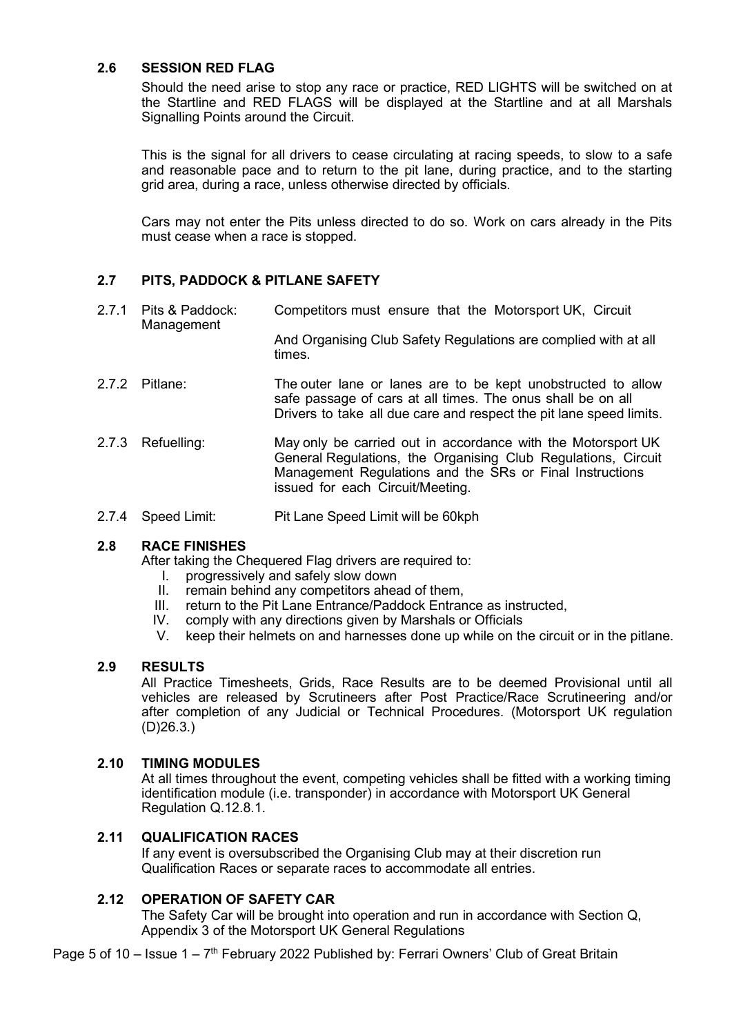### 2.6 SESSION RED FLAG

Should the need arise to stop any race or practice, RED LIGHTS will be switched on at the Startline and RED FLAGS will be displayed at the Startline and at all Marshals Signalling Points around the Circuit.

This is the signal for all drivers to cease circulating at racing speeds, to slow to a safe and reasonable pace and to return to the pit lane, during practice, and to the starting grid area, during a race, unless otherwise directed by officials.

Cars may not enter the Pits unless directed to do so. Work on cars already in the Pits must cease when a race is stopped.

### 2.7 PITS, PADDOCK & PITLANE SAFETY

| | | |
|---|---|---|
| 2.7.1 | Pits & Paddock: Management | Competitors must ensure that the Motorsport UK, Circuit And Organising Club Safety Regulations are complied with at all times. |
| 2.7.2 | Pitlane: | The outer lane or lanes are to be kept unobstructed to allow safe passage of cars at all times. The onus shall be on all Drivers to take all due care and respect the pit lane speed limits. |
| 2.7.3 | Refuelling: | May only be carried out in accordance with the Motorsport UK General Regulations, the Organising Club Regulations, Circuit Management Regulations and the SRs or Final Instructions issued for each Circuit/Meeting. |
| 2.7.4 | Speed Limit: | Pit Lane Speed Limit will be 60kph |

### 2.8 RACE FINISHES

After taking the Chequered Flag drivers are required to:

I. progressively and safely slow down
II. remain behind any competitors ahead of them,
III. return to the Pit Lane Entrance/Paddock Entrance as instructed,
IV. comply with any directions given by Marshals or Officials
V. keep their helmets on and harnesses done up while on the circuit or in the pitlane.

### 2.9 RESULTS

All Practice Timesheets, Grids, Race Results are to be deemed Provisional until all vehicles are released by Scrutineers after Post Practice/Race Scrutineering and/or after completion of any Judicial or Technical Procedures. (Motorsport UK regulation (D)26.3.)

### 2.10 TIMING MODULES

At all times throughout the event, competing vehicles shall be fitted with a working timing identification module (i.e. transponder) in accordance with Motorsport UK General Regulation Q.12.8.1.

### 2.11 QUALIFICATION RACES

If any event is oversubscribed the Organising Club may at their discretion run Qualification Races or separate races to accommodate all entries.

### 2.12 OPERATION OF SAFETY CAR

The Safety Car will be brought into operation and run in accordance with Section Q, Appendix 3 of the Motorsport UK General Regulations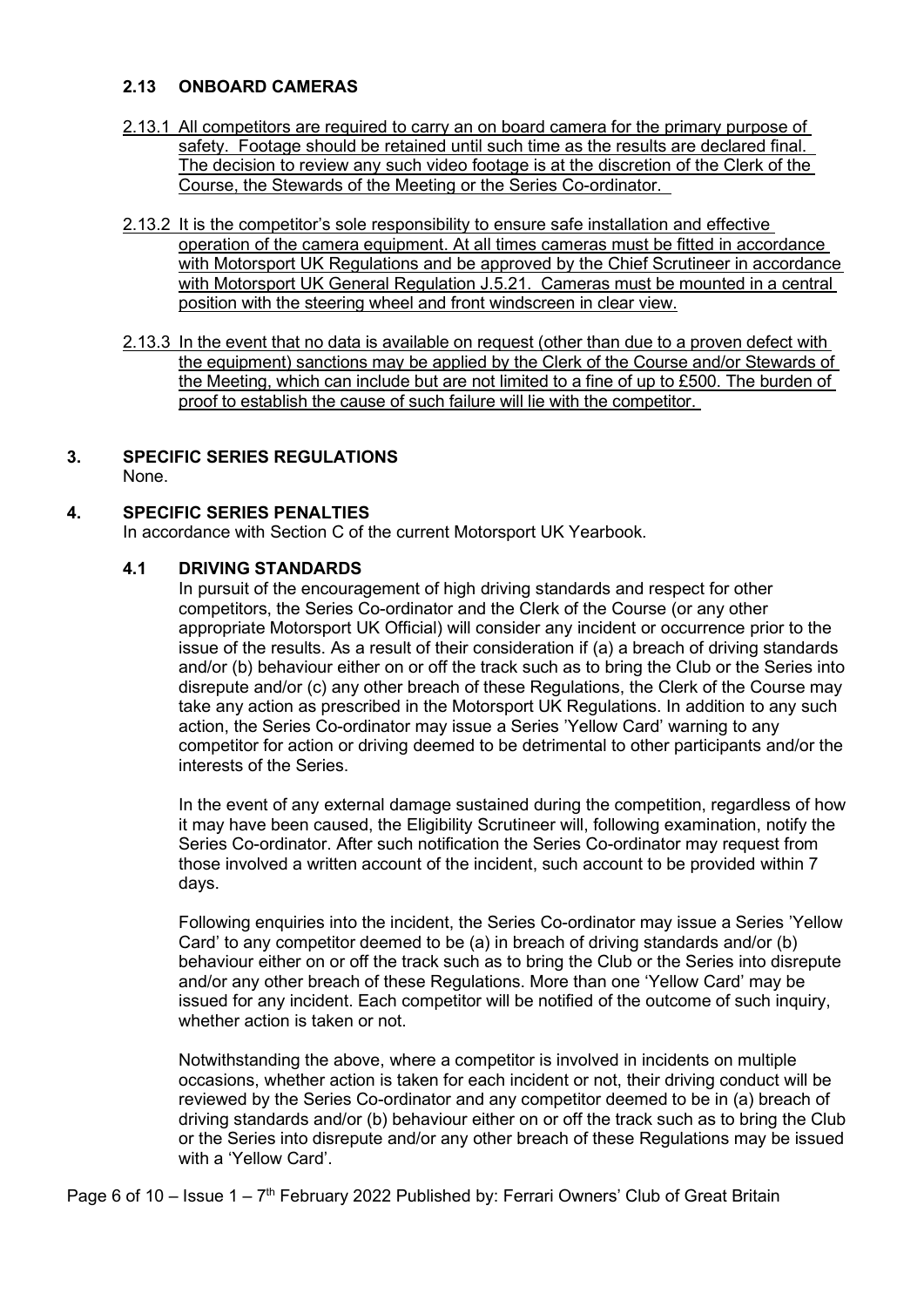### 2.13 ONBOARD CAMERAS

2.13.1 All competitors are required to carry an on board camera for the primary purpose of safety. Footage should be retained until such time as the results are declared final. The decision to review any such video footage is at the discretion of the Clerk of the Course, the Stewards of the Meeting or the Series Co-ordinator.

2.13.2 It is the competitor's sole responsibility to ensure safe installation and effective operation of the camera equipment. At all times cameras must be fitted in accordance with Motorsport UK Regulations and be approved by the Chief Scrutineer in accordance with Motorsport UK General Regulation J.5.21. Cameras must be mounted in a central position with the steering wheel and front windscreen in clear view.

2.13.3 In the event that no data is available on request (other than due to a proven defect with the equipment) sanctions may be applied by the Clerk of the Course and/or Stewards of the Meeting, which can include but are not limited to a fine of up to £500. The burden of proof to establish the cause of such failure will lie with the competitor.

## 3. SPECIFIC SERIES REGULATIONS

None.

## 4. SPECIFIC SERIES PENALTIES

In accordance with Section C of the current Motorsport UK Yearbook.

### 4.1 DRIVING STANDARDS

In pursuit of the encouragement of high driving standards and respect for other competitors, the Series Co-ordinator and the Clerk of the Course (or any other appropriate Motorsport UK Official) will consider any incident or occurrence prior to the issue of the results. As a result of their consideration if (a) a breach of driving standards and/or (b) behaviour either on or off the track such as to bring the Club or the Series into disrepute and/or (c) any other breach of these Regulations, the Clerk of the Course may take any action as prescribed in the Motorsport UK Regulations. In addition to any such action, the Series Co-ordinator may issue a Series 'Yellow Card' warning to any competitor for action or driving deemed to be detrimental to other participants and/or the interests of the Series.

In the event of any external damage sustained during the competition, regardless of how it may have been caused, the Eligibility Scrutineer will, following examination, notify the Series Co-ordinator. After such notification the Series Co-ordinator may request from those involved a written account of the incident, such account to be provided within 7 days.

Following enquiries into the incident, the Series Co-ordinator may issue a Series 'Yellow Card' to any competitor deemed to be (a) in breach of driving standards and/or (b) behaviour either on or off the track such as to bring the Club or the Series into disrepute and/or any other breach of these Regulations. More than one 'Yellow Card' may be issued for any incident. Each competitor will be notified of the outcome of such inquiry, whether action is taken or not.

Notwithstanding the above, where a competitor is involved in incidents on multiple occasions, whether action is taken for each incident or not, their driving conduct will be reviewed by the Series Co-ordinator and any competitor deemed to be in (a) breach of driving standards and/or (b) behaviour either on or off the track such as to bring the Club or the Series into disrepute and/or any other breach of these Regulations may be issued with a 'Yellow Card'.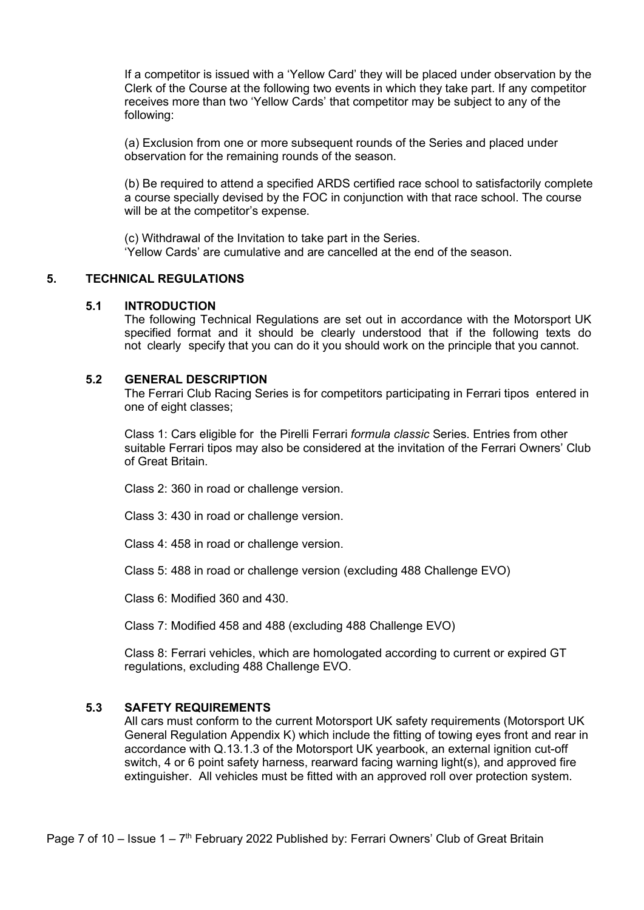If a competitor is issued with a 'Yellow Card' they will be placed under observation by the Clerk of the Course at the following two events in which they take part. If any competitor receives more than two 'Yellow Cards' that competitor may be subject to any of the following:

(a) Exclusion from one or more subsequent rounds of the Series and placed under observation for the remaining rounds of the season.

(b) Be required to attend a specified ARDS certified race school to satisfactorily complete a course specially devised by the FOC in conjunction with that race school. The course will be at the competitor's expense.

(c) Withdrawal of the Invitation to take part in the Series.
'Yellow Cards' are cumulative and are cancelled at the end of the season.

## 5. TECHNICAL REGULATIONS

### 5.1 INTRODUCTION

The following Technical Regulations are set out in accordance with the Motorsport UK specified format and it should be clearly understood that if the following texts do not clearly specify that you can do it you should work on the principle that you cannot.

### 5.2 GENERAL DESCRIPTION

The Ferrari Club Racing Series is for competitors participating in Ferrari tipos entered in one of eight classes;

Class 1: Cars eligible for the Pirelli Ferrari *formula classic* Series. Entries from other suitable Ferrari tipos may also be considered at the invitation of the Ferrari Owners' Club of Great Britain.

Class 2: 360 in road or challenge version.

Class 3: 430 in road or challenge version.

Class 4: 458 in road or challenge version.

Class 5: 488 in road or challenge version (excluding 488 Challenge EVO)

Class 6: Modified 360 and 430.

Class 7: Modified 458 and 488 (excluding 488 Challenge EVO)

Class 8: Ferrari vehicles, which are homologated according to current or expired GT regulations, excluding 488 Challenge EVO.

### 5.3 SAFETY REQUIREMENTS

All cars must conform to the current Motorsport UK safety requirements (Motorsport UK General Regulation Appendix K) which include the fitting of towing eyes front and rear in accordance with Q.13.1.3 of the Motorsport UK yearbook, an external ignition cut-off switch, 4 or 6 point safety harness, rearward facing warning light(s), and approved fire extinguisher. All vehicles must be fitted with an approved roll over protection system.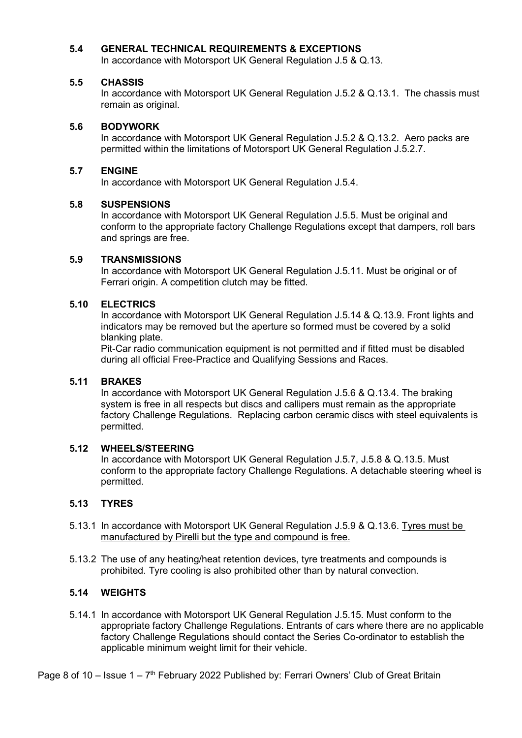### 5.4 GENERAL TECHNICAL REQUIREMENTS & EXCEPTIONS

In accordance with Motorsport UK General Regulation J.5 & Q.13.

### 5.5 CHASSIS

In accordance with Motorsport UK General Regulation J.5.2 & Q.13.1. The chassis must remain as original.

### 5.6 BODYWORK

In accordance with Motorsport UK General Regulation J.5.2 & Q.13.2. Aero packs are permitted within the limitations of Motorsport UK General Regulation J.5.2.7.

### 5.7 ENGINE

In accordance with Motorsport UK General Regulation J.5.4.

### 5.8 SUSPENSIONS

In accordance with Motorsport UK General Regulation J.5.5. Must be original and conform to the appropriate factory Challenge Regulations except that dampers, roll bars and springs are free.

### 5.9 TRANSMISSIONS

In accordance with Motorsport UK General Regulation J.5.11. Must be original or of Ferrari origin. A competition clutch may be fitted.

### 5.10 ELECTRICS

In accordance with Motorsport UK General Regulation J.5.14 & Q.13.9. Front lights and indicators may be removed but the aperture so formed must be covered by a solid blanking plate.

Pit-Car radio communication equipment is not permitted and if fitted must be disabled during all official Free-Practice and Qualifying Sessions and Races.

### 5.11 BRAKES

In accordance with Motorsport UK General Regulation J.5.6 & Q.13.4. The braking system is free in all respects but discs and callipers must remain as the appropriate factory Challenge Regulations. Replacing carbon ceramic discs with steel equivalents is permitted.

### 5.12 WHEELS/STEERING

In accordance with Motorsport UK General Regulation J.5.7, J.5.8 & Q.13.5. Must conform to the appropriate factory Challenge Regulations. A detachable steering wheel is permitted.

### 5.13 TYRES

5.13.1 In accordance with Motorsport UK General Regulation J.5.9 & Q.13.6. <u>Tyres must be manufactured by Pirelli but the type and compound is free.</u>

5.13.2 The use of any heating/heat retention devices, tyre treatments and compounds is prohibited. Tyre cooling is also prohibited other than by natural convection.

### 5.14 WEIGHTS

5.14.1 In accordance with Motorsport UK General Regulation J.5.15. Must conform to the appropriate factory Challenge Regulations. Entrants of cars where there are no applicable factory Challenge Regulations should contact the Series Co-ordinator to establish the applicable minimum weight limit for their vehicle.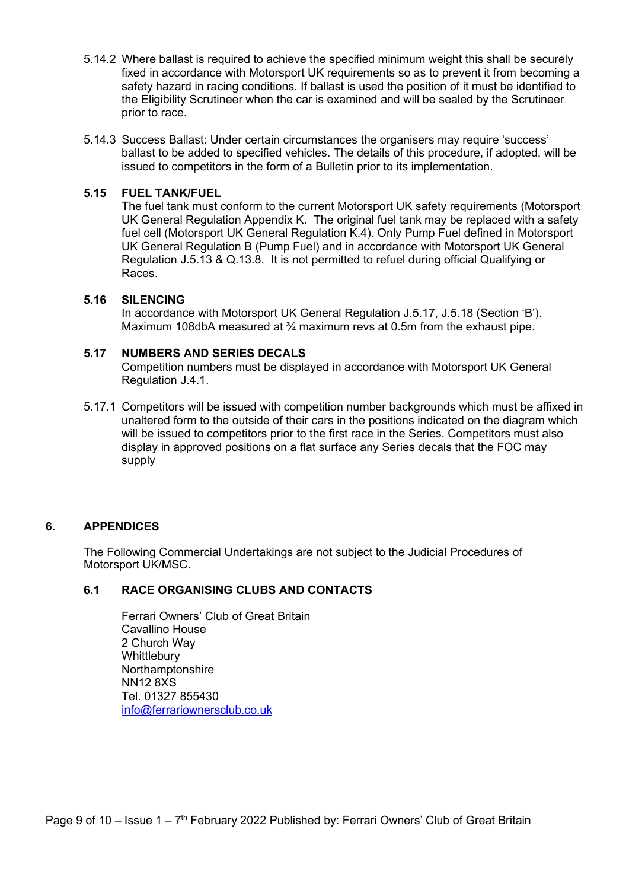5.14.2 Where ballast is required to achieve the specified minimum weight this shall be securely fixed in accordance with Motorsport UK requirements so as to prevent it from becoming a safety hazard in racing conditions. If ballast is used the position of it must be identified to the Eligibility Scrutineer when the car is examined and will be sealed by the Scrutineer prior to race.

5.14.3 Success Ballast: Under certain circumstances the organisers may require 'success' ballast to be added to specified vehicles. The details of this procedure, if adopted, will be issued to competitors in the form of a Bulletin prior to its implementation.

### 5.15 FUEL TANK/FUEL

The fuel tank must conform to the current Motorsport UK safety requirements (Motorsport UK General Regulation Appendix K. The original fuel tank may be replaced with a safety fuel cell (Motorsport UK General Regulation K.4). Only Pump Fuel defined in Motorsport UK General Regulation B (Pump Fuel) and in accordance with Motorsport UK General Regulation J.5.13 & Q.13.8. It is not permitted to refuel during official Qualifying or Races.

### 5.16 SILENCING

In accordance with Motorsport UK General Regulation J.5.17, J.5.18 (Section 'B'). Maximum 108dbA measured at ¾ maximum revs at 0.5m from the exhaust pipe.

### 5.17 NUMBERS AND SERIES DECALS

Competition numbers must be displayed in accordance with Motorsport UK General Regulation J.4.1.

5.17.1 Competitors will be issued with competition number backgrounds which must be affixed in unaltered form to the outside of their cars in the positions indicated on the diagram which will be issued to competitors prior to the first race in the Series. Competitors must also display in approved positions on a flat surface any Series decals that the FOC may supply

## 6. APPENDICES

The Following Commercial Undertakings are not subject to the Judicial Procedures of Motorsport UK/MSC.

### 6.1 RACE ORGANISING CLUBS AND CONTACTS

Ferrari Owners' Club of Great Britain
Cavallino House
2 Church Way
Whittlebury
Northamptonshire
NN12 8XS
Tel. 01327 855430
info@ferrariownersclub.co.uk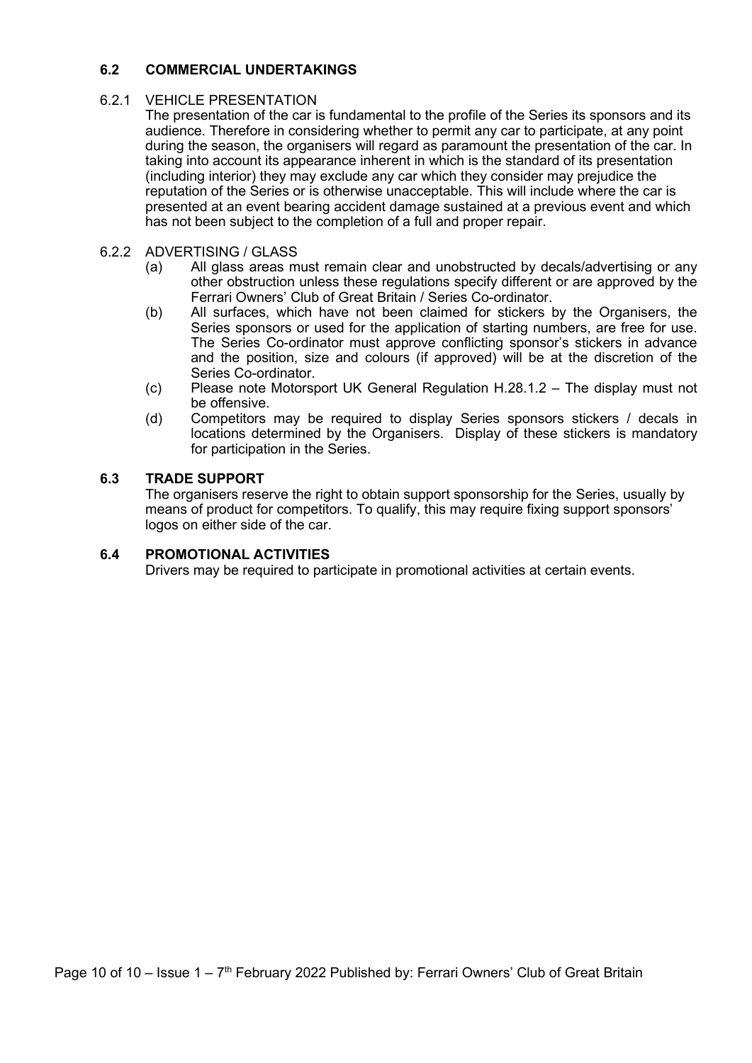## 6.2 COMMERCIAL UNDERTAKINGS

### 6.2.1 VEHICLE PRESENTATION

The presentation of the car is fundamental to the profile of the Series its sponsors and its audience. Therefore in considering whether to permit any car to participate, at any point during the season, the organisers will regard as paramount the presentation of the car. In taking into account its appearance inherent in which is the standard of its presentation (including interior) they may exclude any car which they consider may prejudice the reputation of the Series or is otherwise unacceptable. This will include where the car is presented at an event bearing accident damage sustained at a previous event and which has not been subject to the completion of a full and proper repair.

### 6.2.2 ADVERTISING / GLASS

(a) All glass areas must remain clear and unobstructed by decals/advertising or any other obstruction unless these regulations specify different or are approved by the Ferrari Owners' Club of Great Britain / Series Co-ordinator.

(b) All surfaces, which have not been claimed for stickers by the Organisers, the Series sponsors or used for the application of starting numbers, are free for use. The Series Co-ordinator must approve conflicting sponsor's stickers in advance and the position, size and colours (if approved) will be at the discretion of the Series Co-ordinator.

(c) Please note Motorsport UK General Regulation H.28.1.2 – The display must not be offensive.

(d) Competitors may be required to display Series sponsors stickers / decals in locations determined by the Organisers. Display of these stickers is mandatory for participation in the Series.

## 6.3 TRADE SUPPORT

The organisers reserve the right to obtain support sponsorship for the Series, usually by means of product for competitors. To qualify, this may require fixing support sponsors' logos on either side of the car.

## 6.4 PROMOTIONAL ACTIVITIES

Drivers may be required to participate in promotional activities at certain events.